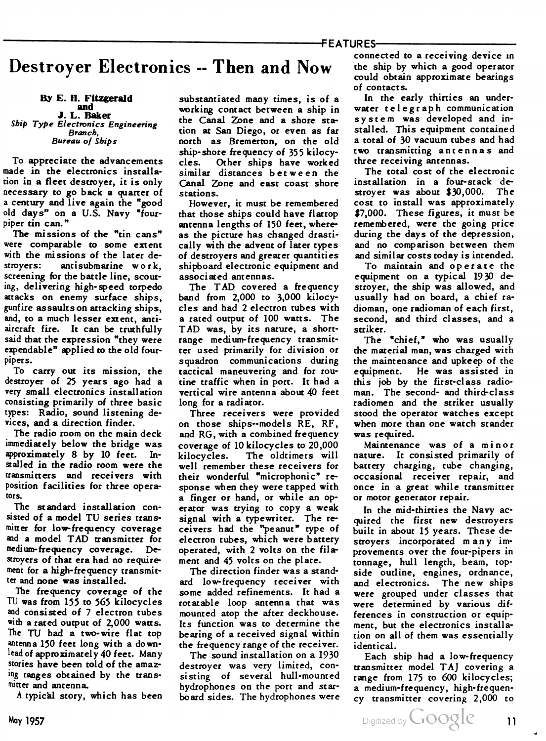# Destroyer Electronics -- Then and Now

**By E. H. Fitzgerald**
**and**
**J. L. Baker**
*Ship Type Electronics Engineering Branch, Bureau of Ships*

To appreciate the advancements made in the electronics installation in a fleet destroyer, it is only necessary to go back a quarter of a century and live again the "good old days" on a U.S. Navy "four-piper tin can."

The missions of the "tin cans" were comparable to some extent with the missions of the later destroyers: antisubmarine work, screening for the battle line, scouting, delivering high-speed torpedo attacks on enemy surface ships, gunfire assaults on attacking ships, and, to a much lesser extent, antiaircraft fire. It can be truthfully said that the expression "they were expendable" applied to the old four-pipers.

To carry out its mission, the destroyer of 25 years ago had a very small electronics installation consisting primarily of three basic types: Radio, sound listening devices, and a direction finder.

The radio room on the main deck immediately below the bridge was approximately 8 by 10 feet. Installed in the radio room were the transmitters and receivers with position facilities for three operators.

The standard installation consisted of a model TU series transmitter for low-frequency coverage and a model TAD transmitter for medium-frequency coverage. Destroyers of that era had no requirement for a high-frequency transmitter and none was installed.

The frequency coverage of the TU was from 155 to 565 kilocycles and consisted of 7 electron tubes with a rated output of 2,000 watts. The TU had a two-wire flat top antenna 150 feet long with a downlead of approximately 40 feet. Many stories have been told of the amazing ranges obtained by the transmitter and antenna.

A typical story, which has been substantiated many times, is of a working contact between a ship in the Canal Zone and a shore station at San Diego, or even as far north as Bremerton, on the old ship-shore frequency of 355 kilocycles. Other ships have worked similar distances between the Canal Zone and east coast shore stations.

However, it must be remembered that those ships could have flattop antenna lengths of 150 feet, whereas the picture has changed drastically with the advent of later types of destroyers and greater quantities shipboard electronic equipment and associated antennas.

The TAD covered a frequency band from 2,000 to 3,000 kilocycles and had 2 electron tubes with a rated output of 100 watts. The TAD was, by its nature, a short-range medium-frequency transmitter used primarily for division or squadron communications during tactical maneuvering and for routine traffic when in port. It had a vertical wire antenna about 40 feet long for a radiator.

Three receivers were provided on those ships--models RE, RF, and RG, with a combined frequency coverage of 10 kilocycles to 20,000 kilocycles. The oldtimers will well remember these receivers for their wonderful "microphonic" response when they were tapped with a finger or hand, or while an operator was trying to copy a weak signal with a typewriter. The receivers had the "peanut" type of electron tubes, which were battery operated, with 2 volts on the filament and 45 volts on the plate.

The direction finder was a standard low-frequency receiver with some added refinements. It had a rotatable loop antenna that was mounted atop the after deckhouse. Its function was to determine the bearing of a received signal within the frequency range of the receiver.

The sound installation on a 1930 destroyer was very limited, consisting of several hull-mounted hydrophones on the port and starboard sides. The hydrophones were connected to a receiving device in the ship by which a good operator could obtain approximate bearings of contacts.

In the early thirties an underwater telegraph communication system was developed and installed. This equipment contained a total of 30 vacuum tubes and had two transmitting antennas and three receiving antennas.

The total cost of the electronic installation in a four-stack destroyer was about $30,000. The cost to install was approximately $7,000. These figures, it must be remembered, were the going price during the days of the depression, and no comparison between them and similar costs today is intended.

To maintain and operate the equipment on a typical 1930 destroyer, the ship was allowed, and usually had on board, a chief radioman, one radioman of each first, second, and third classes, and a striker.

The "chief," who was usually the material man, was charged with the maintenance and upkeep of the equipment. He was assisted in this job by the first-class radioman. The second- and third-class radiomen and the striker usually stood the operator watches except when more than one watch stander was required.

Maintenance was of a minor nature. It consisted primarily of battery charging, tube changing, occasional receiver repair, and once in a great while transmitter or motor generator repair.

In the mid-thirties the Navy acquired the first new destroyers built in about 15 years. These destroyers incorporated many improvements over the four-pipers in tonnage, hull length, beam, topside outline, engines, ordnance, and electronics. The new ships were grouped under classes that were determined by various differences in construction or equipment, but the electronics installation on all of them was essentially identical.

Each ship had a low-frequency transmitter model TAJ covering a range from 175 to 600 kilocycles; a medium-frequency, high-frequency transmitter covering 2,000 to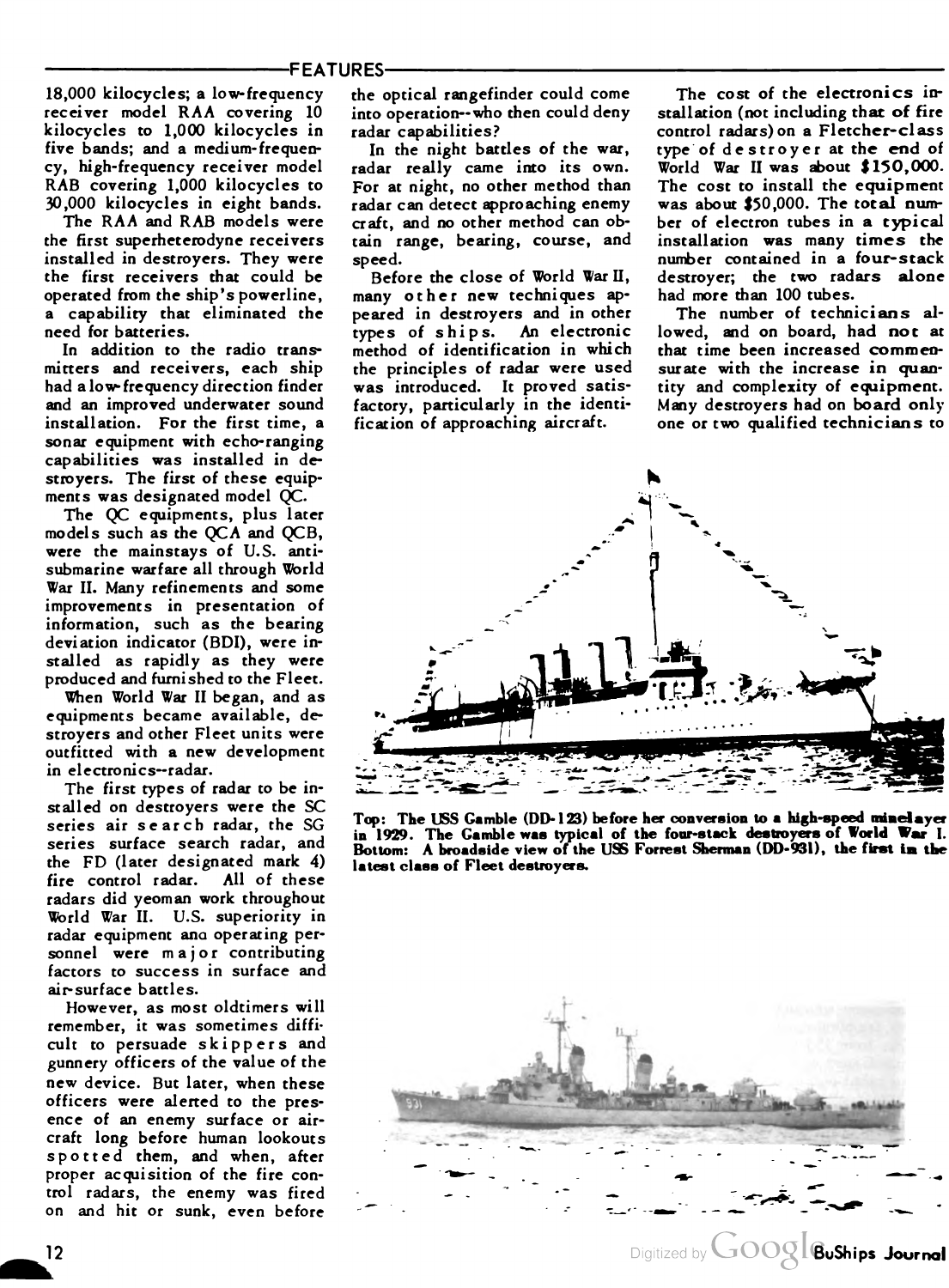18,000 kilocycles; a low-frequency receiver model RAA covering 10 kilocycles to 1,000 kilocycles in five bands; and a medium-frequency, high-frequency receiver model RAB covering 1,000 kilocycles to 30,000 kilocycles in eight bands.

The RAA and RAB models were the first superheterodyne receivers installed in destroyers. They were the first receivers that could be operated from the ship's powerline, a capability that eliminated the need for batteries.

In addition to the radio transmitters and receivers, each ship had a low-frequency direction finder and an improved underwater sound installation. For the first time, a sonar equipment with echo-ranging capabilities was installed in destroyers. The first of these equipments was designated model QC.

The QC equipments, plus later models such as the QCA and QCB, were the mainstays of U.S. antisubmarine warfare all through World War II. Many refinements and some improvements in presentation of information, such as the bearing deviation indicator (BDI), were installed as rapidly as they were produced and furnished to the Fleet.

When World War II began, and as equipments became available, destroyers and other Fleet units were outfitted with a new development in electronics--radar.

The first types of radar to be installed on destroyers were the SC series air search radar, the SG series surface search radar, and the FD (later designated mark 4) fire control radar. All of these radars did yeoman work throughout World War II. U.S. superiority in radar equipment and operating personnel were major contributing factors to success in surface and air-surface battles.

However, as most oldtimers will remember, it was sometimes difficult to persuade skippers and gunnery officers of the value of the new device. But later, when these officers were alerted to the presence of an enemy surface or aircraft long before human lookouts spotted them, and when, after proper acquisition of the fire control radars, the enemy was fired on and hit or sunk, even before the optical rangefinder could come into operation--who then could deny radar capabilities?

In the night battles of the war, radar really came into its own. For at night, no other method than radar can detect approaching enemy craft, and no other method can obtain range, bearing, course, and speed.

Before the close of World War II, many other new techniques appeared in destroyers and in other types of ships. An electronic method of identification in which the principles of radar were used was introduced. It proved satisfactory, particularly in the identification of approaching aircraft.

The cost of the electronics installation (not including that of fire control radars) on a Fletcher-class type of destroyer at the end of World War II was about $150,000. The cost to install the equipment was about $50,000. The total number of electron tubes in a typical installation was many times the number contained in a four-stack destroyer; the two radars alone had more than 100 tubes.

The number of technicians allowed, and on board, had not at that time been increased commensurate with the increase in quantity and complexity of equipment. Many destroyers had on board only one or two qualified technicians to

**Top: The USS Gamble (DD-123) before her conversion to a high-speed minelayer in 1929. The Gamble was typical of the four-stack destroyers of World War I. Bottom: A broadside view of the USS Forrest Sherman (DD-931), the first in the latest class of Fleet destroyers.**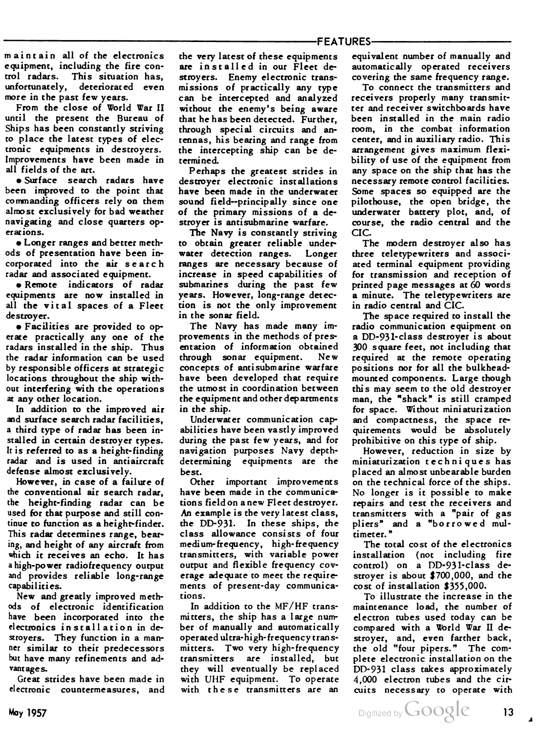maintain all of the electronics equipment, including the fire control radars. This situation has, unfortunately, deteriorated even more in the past few years.

From the close of World War II until the present the Bureau of Ships has been constantly striving to place the latest types of electronic equipments in destroyers. Improvements have been made in all fields of the art.

- Surface search radars have been improved to the point that commanding officers rely on them almost exclusively for bad weather navigating and close quarters operations.
- Longer ranges and better methods of presentation have been incorporated into the air search radar and associated equipment.
- Remote indicators of radar equipments are now installed in all the vital spaces of a Fleet destroyer.
- Facilities are provided to operate practically any one of the radars installed in the ship. Thus the radar information can be used by responsible officers at strategic locations throughout the ship without interfering with the operations at any other location.

In addition to the improved air and surface search radar facilities, a third type of radar has been installed in certain destroyer types. It is referred to as a height-finding radar and is used in antiaircraft defense almost exclusively.

However, in case of a failure of the conventional air search radar, the height-finding radar can be used for that purpose and still continue to function as a height-finder. This radar determines range, bearing, and height of any aircraft from which it receives an echo. It has a high-power radiofrequency output and provides reliable long-range capabilities.

New and greatly improved methods of electronic identification have been incorporated into the electronics installation in destroyers. They function in a manner similar to their predecessors but have many refinements and advantages.

Great strides have been made in electronic countermeasures, and the very latest of these equipments are installed in our Fleet destroyers. Enemy electronic transmissions of practically any type can be intercepted and analyzed without the enemy's being aware that he has been detected. Further, through special circuits and antennas, his bearing and range from the intercepting ship can be determined.

Perhaps the greatest strides in destroyer electronic installations have been made in the underwater sound field--principally since one of the primary missions of a destroyer is antisubmarine warfare.

The Navy is constantly striving to obtain greater reliable underwater detection ranges. Longer ranges are necessary because of increase in speed capabilities of submarines during the past few years. However, long-range detection is not the only improvement in the sonar field.

The Navy has made many improvements in the methods of presentation of information obtained through sonar equipment. New concepts of antisubmarine warfare have been developed that require the utmost in coordination between the equipment and other departments in the ship.

Underwater communication capabilities have been vastly improved during the past few years, and for navigation purposes Navy depth-determining equipments are the best.

Other important improvements have been made in the communications field on a new Fleet destroyer. An example is the very latest class, the DD-931. In these ships, the class allowance consists of four medium-frequency, high-frequency transmitters, with variable power output and flexible frequency coverage adequate to meet the requirements of present-day communications.

In addition to the MF/HF transmitters, the ship has a large number of manually and automatically operated ultra-high-frequency transmitters. Two very high-frequency transmitters are installed, but they will eventually be replaced with UHF equipment. To operate with these transmitters are an equivalent number of manually and automatically operated receivers covering the same frequency range.

To connect the transmitters and receivers properly many transmitter and receiver switchboards have been installed in the main radio room, in the combat information center, and in auxiliary radio. This arrangement gives maximum flexibility of use of the equipment from any space on the ship that has the necessary remote control facilities. Some spaces so equipped are the pilothouse, the open bridge, the underwater battery plot, and, of course, the radio central and the CIC.

The modern destroyer also has three teletypewriters and associated terminal equipment providing for transmission and reception of printed page messages at 60 words a minute. The teletypewriters are in radio central and CIC.

The space required to install the radio communication equipment on a DD-931-class destroyer is about 300 square feet, not including that required at the remote operating positions nor for all the bulkhead-mounted components. Large though this may seem to the old destroyer man, the "shack" is still cramped for space. Without miniaturization and compactness, the space requirements would be absolutely prohibitive on this type of ship.

However, reduction in size by miniaturization techniques has placed an almost unbearable burden on the technical force of the ships. No longer is it possible to make repairs and test the receivers and transmitters with a "pair of gas pliers" and a "borrowed multimeter."

The total cost of the electronics installation (not including fire control) on a DD-931-class destroyer is about $700,000, and the cost of installation $355,000.

To illustrate the increase in the maintenance load, the number of electron tubes used today can be compared with a World War II destroyer, and, even farther back, the old "four pipers." The complete electronic installation on the DD-931 class takes approximately 4,000 electron tubes and the circuits necessary to operate with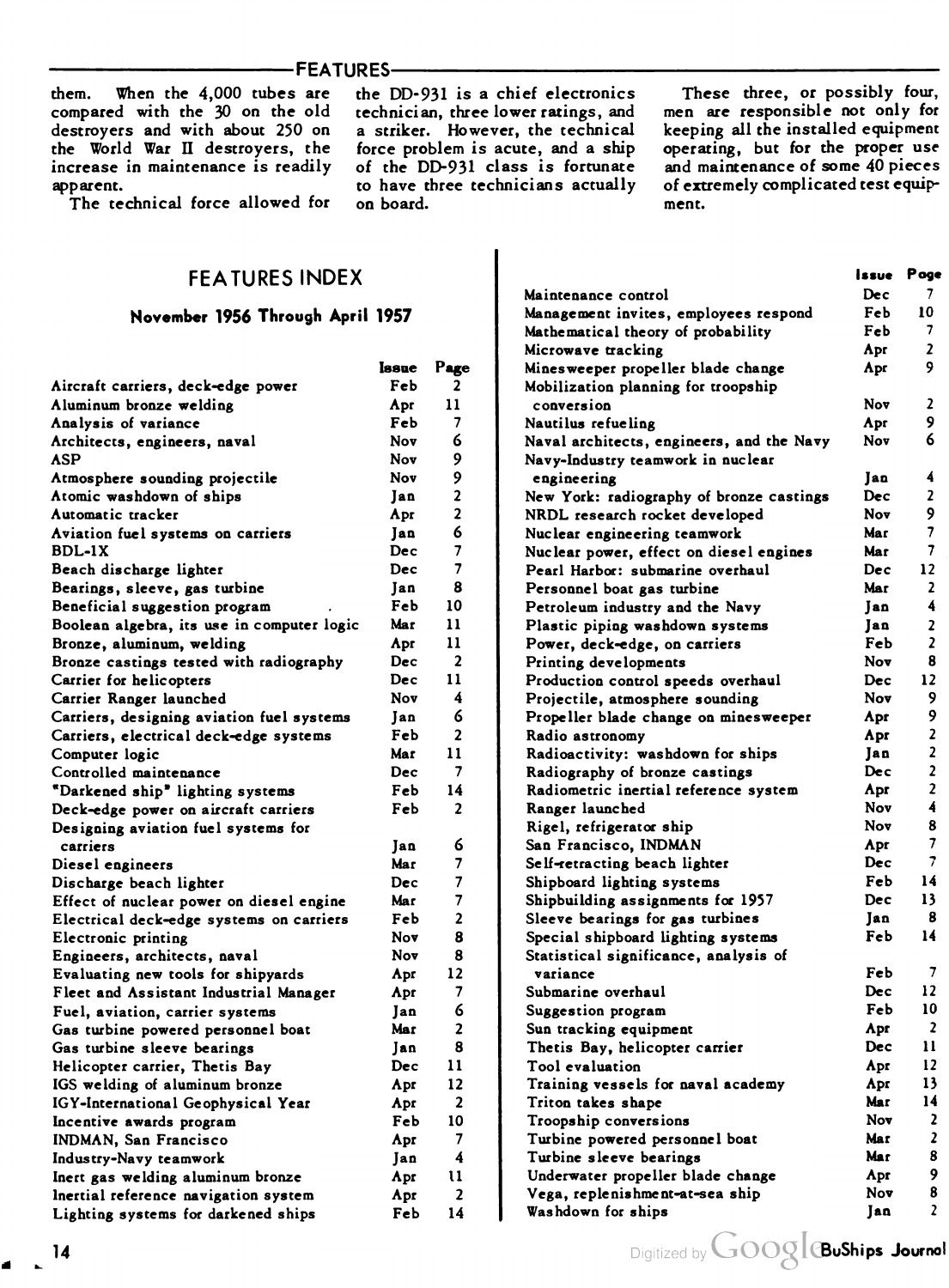them. When the 4,000 tubes are compared with the 30 on the old destroyers and with about 250 on the World War II destroyers, the increase in maintenance is readily apparent.

The technical force allowed for the DD-931 is a chief electronics technician, three lower ratings, and a striker. However, the technical force problem is acute, and a ship of the DD-931 class is fortunate to have three technicians actually on board.

These three, or possibly four, men are responsible not only for keeping all the installed equipment operating, but for the proper use and maintenance of some 40 pieces of extremely complicated test equipment.

## FEATURES INDEX

**November 1956 Through April 1957**

| | Issue | Page |
|---|---|---|
| Aircraft carriers, deck-edge power | Feb | 2 |
| Aluminum bronze welding | Apr | 11 |
| Analysis of variance | Feb | 7 |
| Architects, engineers, naval | Nov | 6 |
| ASP | Nov | 9 |
| Atmosphere sounding projectile | Nov | 9 |
| Atomic washdown of ships | Jan | 2 |
| Automatic tracker | Apr | 2 |
| Aviation fuel systems on carriers | Jan | 6 |
| BDL-1X | Dec | 7 |
| Beach discharge lighter | Dec | 7 |
| Bearings, sleeve, gas turbine | Jan | 8 |
| Beneficial suggestion program | Feb | 10 |
| Boolean algebra, its use in computer logic | Mar | 11 |
| Bronze, aluminum, welding | Apr | 11 |
| Bronze castings tested with radiography | Dec | 2 |
| Carrier for helicopters | Dec | 11 |
| Carrier Ranger launched | Nov | 4 |
| Carriers, designing aviation fuel systems | Jan | 6 |
| Carriers, electrical deck-edge systems | Feb | 2 |
| Computer logic | Mar | 11 |
| Controlled maintenance | Dec | 7 |
| "Darkened ship" lighting systems | Feb | 14 |
| Deck-edge power on aircraft carriers | Feb | 2 |
| Designing aviation fuel systems for carriers | Jan | 6 |
| Diesel engineers | Mar | 7 |
| Discharge beach lighter | Dec | 7 |
| Effect of nuclear power on diesel engine | Mar | 7 |
| Electrical deck-edge systems on carriers | Feb | 2 |
| Electronic printing | Nov | 8 |
| Engineers, architects, naval | Nov | 8 |
| Evaluating new tools for shipyards | Apr | 12 |
| Fleet and Assistant Industrial Manager | Apr | 7 |
| Fuel, aviation, carrier systems | Jan | 6 |
| Gas turbine powered personnel boat | Mar | 2 |
| Gas turbine sleeve bearings | Jan | 8 |
| Helicopter carrier, Thetis Bay | Dec | 11 |
| IGS welding of aluminum bronze | Apr | 12 |
| IGY-International Geophysical Year | Apr | 2 |
| Incentive awards program | Feb | 10 |
| INDMAN, San Francisco | Apr | 7 |
| Industry-Navy teamwork | Jan | 4 |
| Inert gas welding aluminum bronze | Apr | 11 |
| Inertial reference navigation system | Apr | 2 |
| Lighting systems for darkened ships | Feb | 14 |
| Maintenance control | Dec | 7 |
| Management invites, employees respond | Feb | 10 |
| Mathematical theory of probability | Feb | 7 |
| Microwave tracking | Apr | 2 |
| Minesweeper propeller blade change | Apr | 9 |
| Mobilization planning for troopship conversion | Nov | 2 |
| Nautilus refueling | Apr | 9 |
| Naval architects, engineers, and the Navy | Nov | 6 |
| Navy-Industry teamwork in nuclear engineering | Jan | 4 |
| New York: radiography of bronze castings | Dec | 2 |
| NRDL research rocket developed | Nov | 9 |
| Nuclear engineering teamwork | Mar | 7 |
| Nuclear power, effect on diesel engines | Mar | 7 |
| Pearl Harbor: submarine overhaul | Dec | 12 |
| Personnel boat gas turbine | Mar | 2 |
| Petroleum industry and the Navy | Jan | 4 |
| Plastic piping washdown systems | Jan | 2 |
| Power, deck-edge, on carriers | Feb | 2 |
| Printing developments | Nov | 8 |
| Production control speeds overhaul | Dec | 12 |
| Projectile, atmosphere sounding | Nov | 9 |
| Propeller blade change on minesweeper | Apr | 9 |
| Radio astronomy | Apr | 2 |
| Radioactivity: washdown for ships | Jan | 2 |
| Radiography of bronze castings | Dec | 2 |
| Radiometric inertial reference system | Apr | 2 |
| Ranger launched | Nov | 4 |
| Rigel, refrigerator ship | Nov | 8 |
| San Francisco, INDMAN | Apr | 7 |
| Self-retracting beach lighter | Dec | 7 |
| Shipboard lighting systems | Feb | 14 |
| Shipbuilding assignments for 1957 | Dec | 13 |
| Sleeve bearings for gas turbines | Jan | 8 |
| Special shipboard lighting systems | Feb | 14 |
| Statistical significance, analysis of variance | Feb | 7 |
| Submarine overhaul | Dec | 12 |
| Suggestion program | Feb | 10 |
| Sun tracking equipment | Apr | 2 |
| Thetis Bay, helicopter carrier | Dec | 11 |
| Tool evaluation | Apr | 12 |
| Training vessels for naval academy | Apr | 13 |
| Triton takes shape | Mar | 14 |
| Troopship conversions | Nov | 2 |
| Turbine powered personnel boat | Mar | 2 |
| Turbine sleeve bearings | Mar | 8 |
| Underwater propeller blade change | Apr | 9 |
| Vega, replenishment-at-sea ship | Nov | 8 |
| Washdown for ships | Jan | 2 |